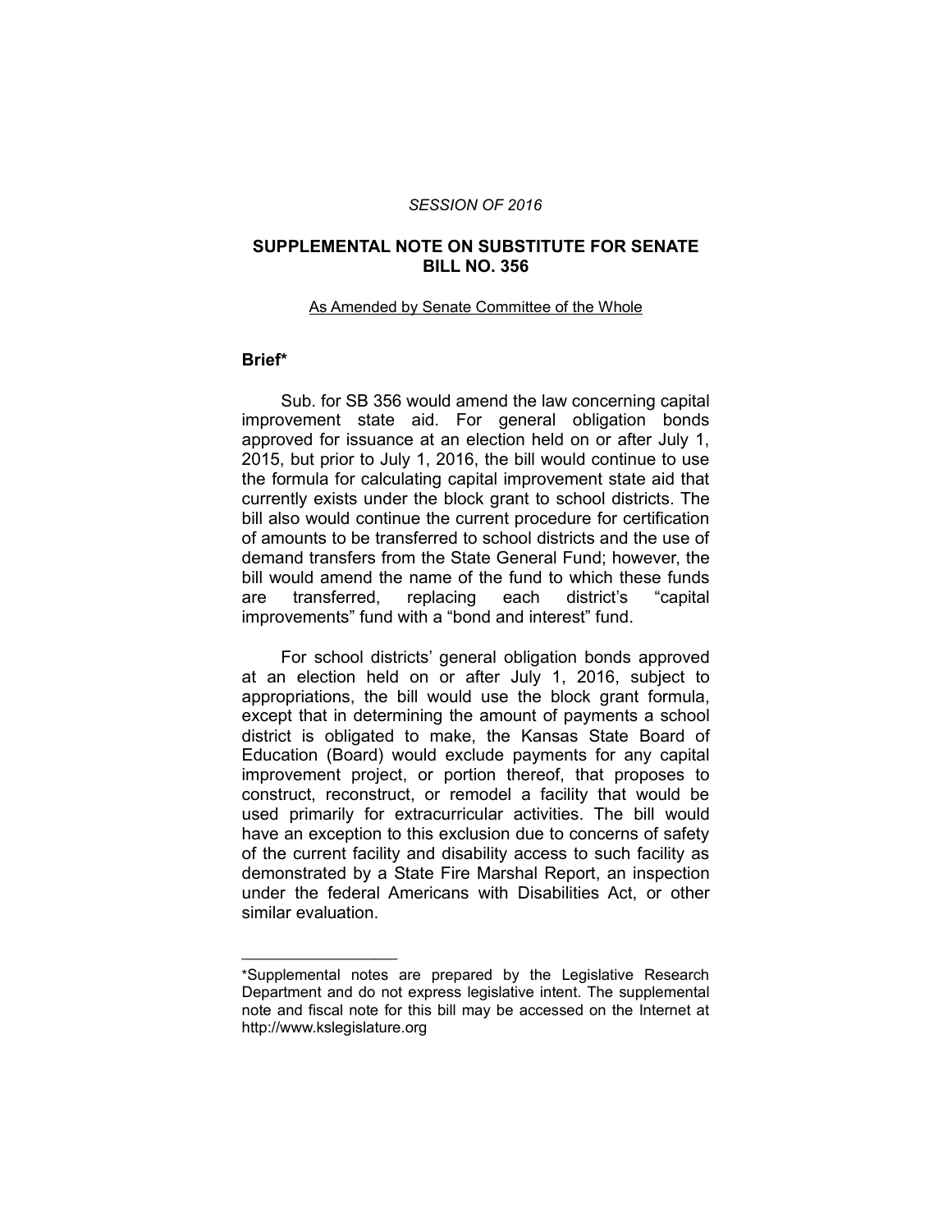*SESSION OF 2016*

# SUPPLEMENTAL NOTE ON SUBSTITUTE FOR SENATE BILL NO. 356

As Amended by Senate Committee of the Whole

## Brief*

Sub. for SB 356 would amend the law concerning capital improvement state aid. For general obligation bonds approved for issuance at an election held on or after July 1, 2015, but prior to July 1, 2016, the bill would continue to use the formula for calculating capital improvement state aid that currently exists under the block grant to school districts. The bill also would continue the current procedure for certification of amounts to be transferred to school districts and the use of demand transfers from the State General Fund; however, the bill would amend the name of the fund to which these funds are transferred, replacing each district's "capital improvements" fund with a "bond and interest" fund.

For school districts' general obligation bonds approved at an election held on or after July 1, 2016, subject to appropriations, the bill would use the block grant formula, except that in determining the amount of payments a school district is obligated to make, the Kansas State Board of Education (Board) would exclude payments for any capital improvement project, or portion thereof, that proposes to construct, reconstruct, or remodel a facility that would be used primarily for extracurricular activities. The bill would have an exception to this exclusion due to concerns of safety of the current facility and disability access to such facility as demonstrated by a State Fire Marshal Report, an inspection under the federal Americans with Disabilities Act, or other similar evaluation.

---

*Supplemental notes are prepared by the Legislative Research Department and do not express legislative intent. The supplemental note and fiscal note for this bill may be accessed on the Internet at http://www.kslegislature.org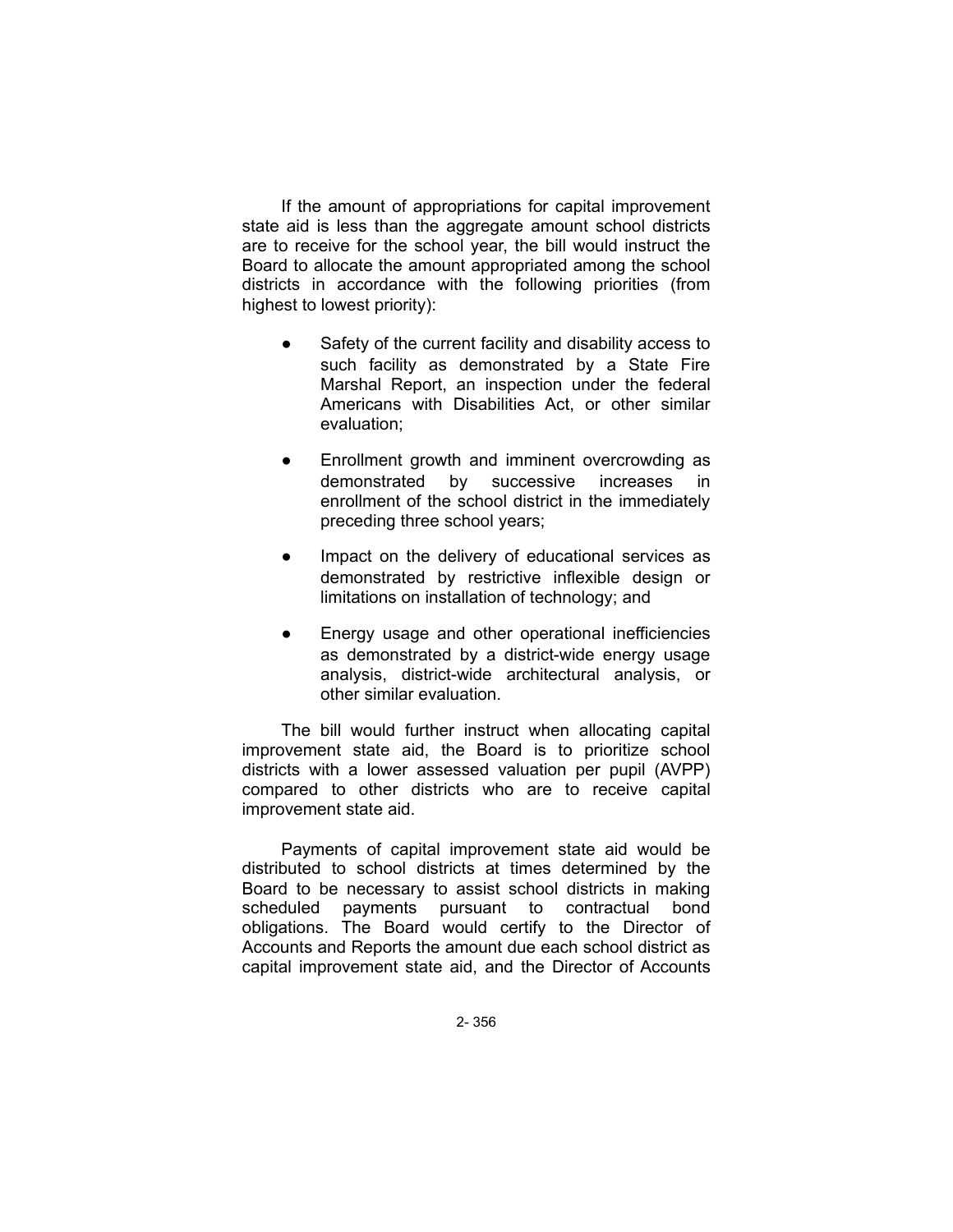If the amount of appropriations for capital improvement state aid is less than the aggregate amount school districts are to receive for the school year, the bill would instruct the Board to allocate the amount appropriated among the school districts in accordance with the following priorities (from highest to lowest priority):

- Safety of the current facility and disability access to such facility as demonstrated by a State Fire Marshal Report, an inspection under the federal Americans with Disabilities Act, or other similar evaluation;
- Enrollment growth and imminent overcrowding as demonstrated by successive increases in enrollment of the school district in the immediately preceding three school years;
- Impact on the delivery of educational services as demonstrated by restrictive inflexible design or limitations on installation of technology; and
- Energy usage and other operational inefficiencies as demonstrated by a district-wide energy usage analysis, district-wide architectural analysis, or other similar evaluation.

The bill would further instruct when allocating capital improvement state aid, the Board is to prioritize school districts with a lower assessed valuation per pupil (AVPP) compared to other districts who are to receive capital improvement state aid.

Payments of capital improvement state aid would be distributed to school districts at times determined by the Board to be necessary to assist school districts in making scheduled payments pursuant to contractual bond obligations. The Board would certify to the Director of Accounts and Reports the amount due each school district as capital improvement state aid, and the Director of Accounts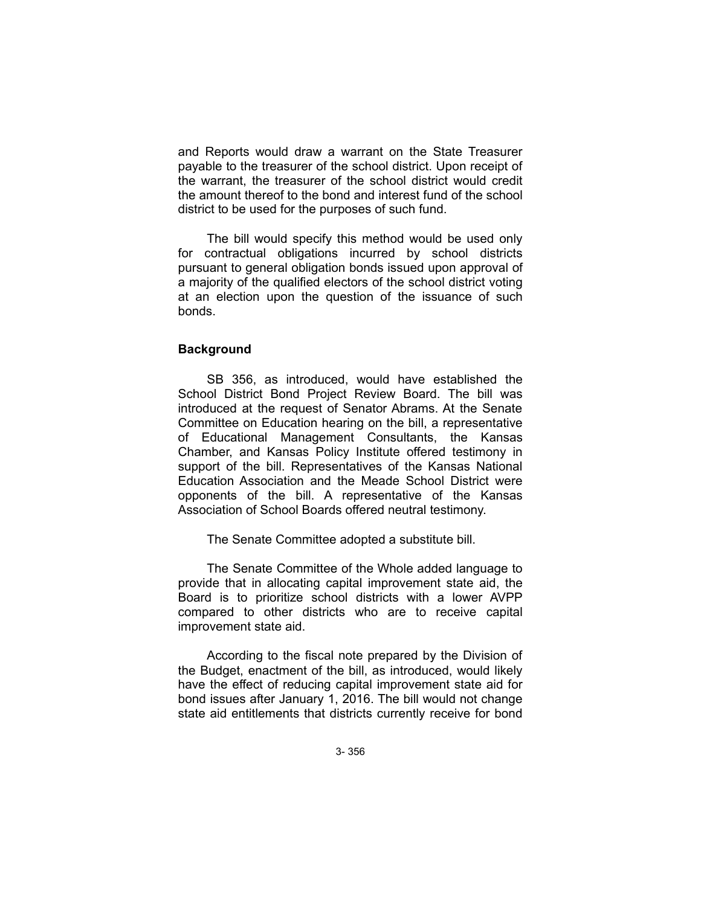and Reports would draw a warrant on the State Treasurer payable to the treasurer of the school district. Upon receipt of the warrant, the treasurer of the school district would credit the amount thereof to the bond and interest fund of the school district to be used for the purposes of such fund.

The bill would specify this method would be used only for contractual obligations incurred by school districts pursuant to general obligation bonds issued upon approval of a majority of the qualified electors of the school district voting at an election upon the question of the issuance of such bonds.

## Background

SB 356, as introduced, would have established the School District Bond Project Review Board. The bill was introduced at the request of Senator Abrams. At the Senate Committee on Education hearing on the bill, a representative of Educational Management Consultants, the Kansas Chamber, and Kansas Policy Institute offered testimony in support of the bill. Representatives of the Kansas National Education Association and the Meade School District were opponents of the bill. A representative of the Kansas Association of School Boards offered neutral testimony.

The Senate Committee adopted a substitute bill.

The Senate Committee of the Whole added language to provide that in allocating capital improvement state aid, the Board is to prioritize school districts with a lower AVPP compared to other districts who are to receive capital improvement state aid.

According to the fiscal note prepared by the Division of the Budget, enactment of the bill, as introduced, would likely have the effect of reducing capital improvement state aid for bond issues after January 1, 2016. The bill would not change state aid entitlements that districts currently receive for bond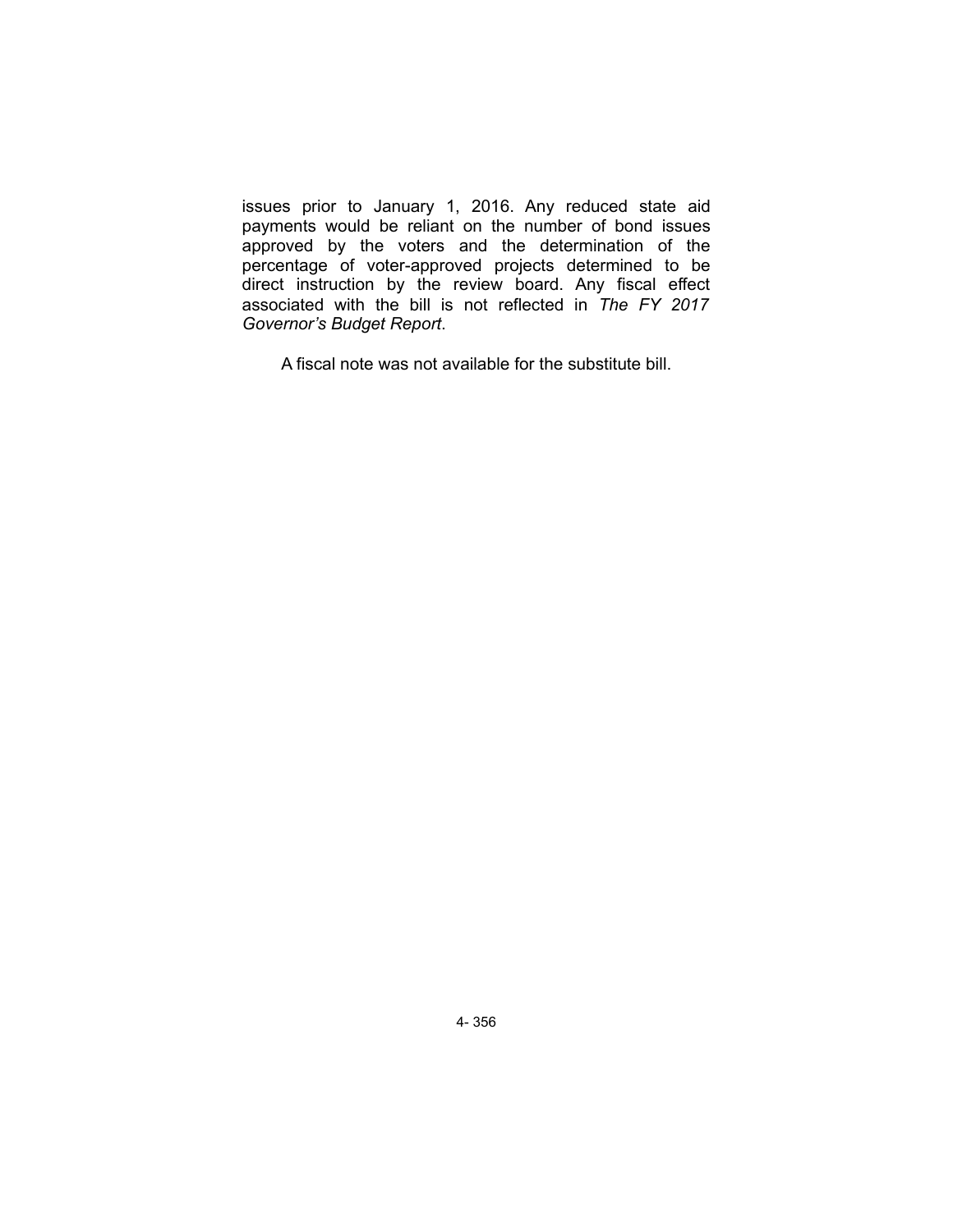issues prior to January 1, 2016. Any reduced state aid payments would be reliant on the number of bond issues approved by the voters and the determination of the percentage of voter-approved projects determined to be direct instruction by the review board. Any fiscal effect associated with the bill is not reflected in *The FY 2017 Governor's Budget Report*.

A fiscal note was not available for the substitute bill.